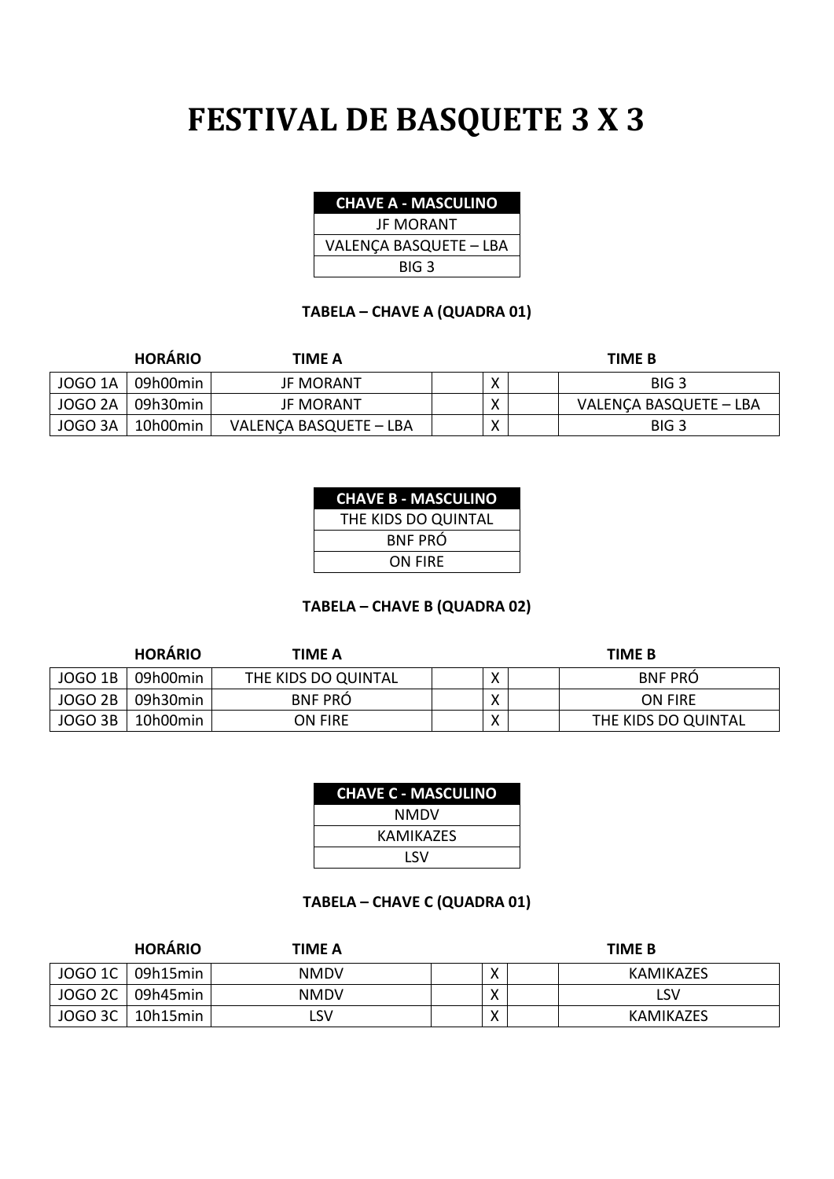# FESTIVAL DE BASQUETE 3 X 3

| CHAVE A - MASCULINO |
| --- |
| JF MORANT |
| VALENÇA BASQUETE – LBA |
| BIG 3 |

**TABELA – CHAVE A (QUADRA 01)**

| | HORÁRIO | TIME A | | | | TIME B |
| --- | --- | --- | --- | --- | --- | --- |
| JOGO 1A | 09h00min | JF MORANT | | X | | BIG 3 |
| JOGO 2A | 09h30min | JF MORANT | | X | | VALENÇA BASQUETE – LBA |
| JOGO 3A | 10h00min | VALENÇA BASQUETE – LBA | | X | | BIG 3 |

| CHAVE B - MASCULINO |
| --- |
| THE KIDS DO QUINTAL |
| BNF PRÓ |
| ON FIRE |

**TABELA – CHAVE B (QUADRA 02)**

| | HORÁRIO | TIME A | | | | TIME B |
| --- | --- | --- | --- | --- | --- | --- |
| JOGO 1B | 09h00min | THE KIDS DO QUINTAL | | X | | BNF PRÓ |
| JOGO 2B | 09h30min | BNF PRÓ | | X | | ON FIRE |
| JOGO 3B | 10h00min | ON FIRE | | X | | THE KIDS DO QUINTAL |

| CHAVE C - MASCULINO |
| --- |
| NMDV |
| KAMIKAZES |
| LSV |

**TABELA – CHAVE C (QUADRA 01)**

| | HORÁRIO | TIME A | | | | TIME B |
| --- | --- | --- | --- | --- | --- | --- |
| JOGO 1C | 09h15min | NMDV | | X | | KAMIKAZES |
| JOGO 2C | 09h45min | NMDV | | X | | LSV |
| JOGO 3C | 10h15min | LSV | | X | | KAMIKAZES |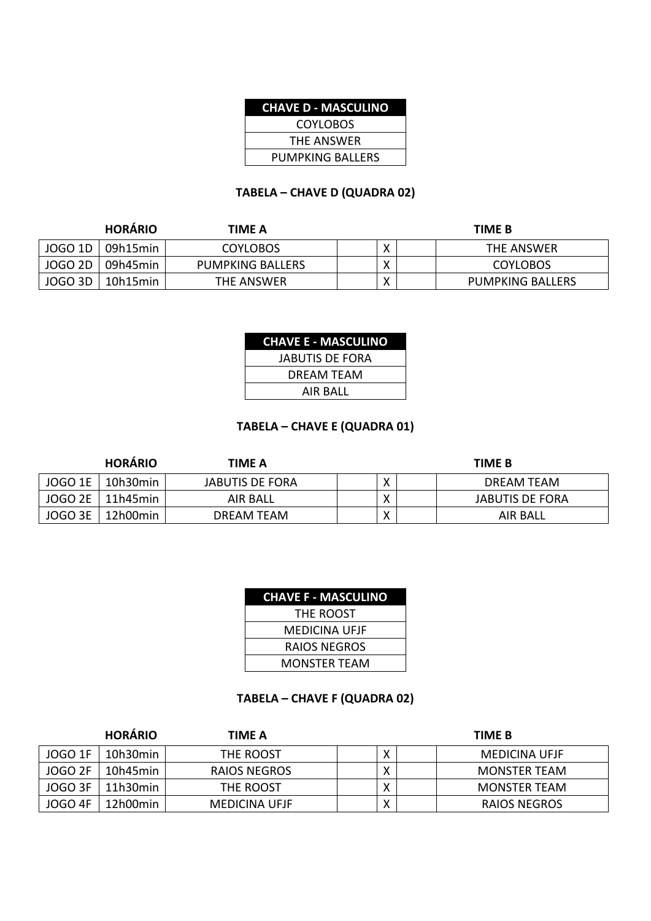| CHAVE D - MASCULINO |
| --- |
| COYLOBOS |
| THE ANSWER |
| PUMPKING BALLERS |

**TABELA – CHAVE D (QUADRA 02)**

| | HORÁRIO | TIME A | | | | TIME B |
| --- | --- | --- | --- | --- | --- | --- |
| JOGO 1D | 09h15min | COYLOBOS | | X | | THE ANSWER |
| JOGO 2D | 09h45min | PUMPKING BALLERS | | X | | COYLOBOS |
| JOGO 3D | 10h15min | THE ANSWER | | X | | PUMPKING BALLERS |

| CHAVE E - MASCULINO |
| --- |
| JABUTIS DE FORA |
| DREAM TEAM |
| AIR BALL |

**TABELA – CHAVE E (QUADRA 01)**

| | HORÁRIO | TIME A | | | | TIME B |
| --- | --- | --- | --- | --- | --- | --- |
| JOGO 1E | 10h30min | JABUTIS DE FORA | | X | | DREAM TEAM |
| JOGO 2E | 11h45min | AIR BALL | | X | | JABUTIS DE FORA |
| JOGO 3E | 12h00min | DREAM TEAM | | X | | AIR BALL |

| CHAVE F - MASCULINO |
| --- |
| THE ROOST |
| MEDICINA UFJF |
| RAIOS NEGROS |
| MONSTER TEAM |

**TABELA – CHAVE F (QUADRA 02)**

| | HORÁRIO | TIME A | | | | TIME B |
| --- | --- | --- | --- | --- | --- | --- |
| JOGO 1F | 10h30min | THE ROOST | | X | | MEDICINA UFJF |
| JOGO 2F | 10h45min | RAIOS NEGROS | | X | | MONSTER TEAM |
| JOGO 3F | 11h30min | THE ROOST | | X | | MONSTER TEAM |
| JOGO 4F | 12h00min | MEDICINA UFJF | | X | | RAIOS NEGROS |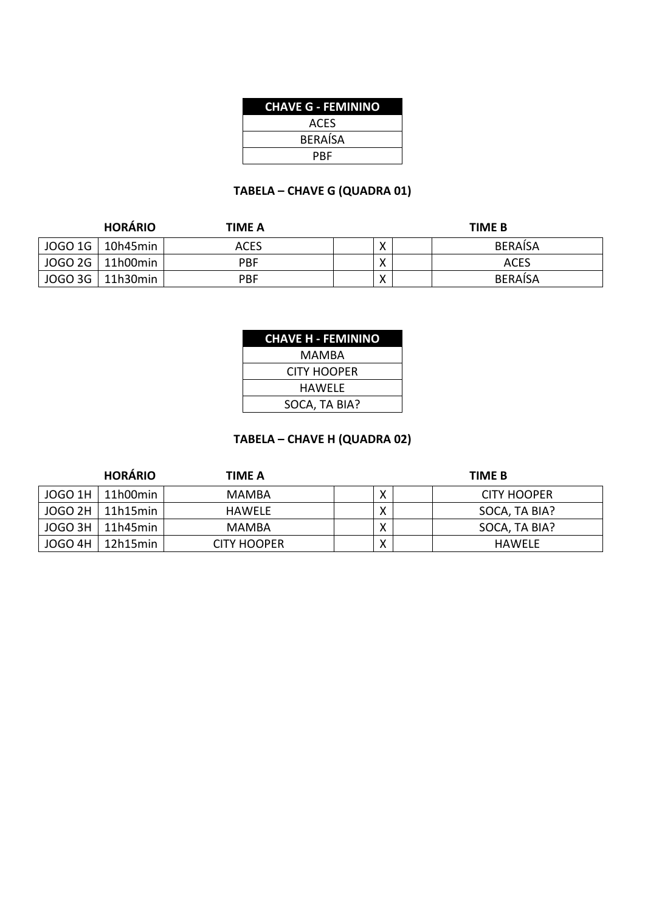| CHAVE G - FEMININO |
| --- |
| ACES |
| BERAÍSA |
| PBF |

**TABELA – CHAVE G (QUADRA 01)**

| | HORÁRIO | TIME A | | | | TIME B |
| --- | --- | --- | --- | --- | --- | --- |
| JOGO 1G | 10h45min | ACES | | X | | BERAÍSA |
| JOGO 2G | 11h00min | PBF | | X | | ACES |
| JOGO 3G | 11h30min | PBF | | X | | BERAÍSA |

| CHAVE H - FEMININO |
| --- |
| MAMBA |
| CITY HOOPER |
| HAWELE |
| SOCA, TA BIA? |

**TABELA – CHAVE H (QUADRA 02)**

| | HORÁRIO | TIME A | | | | TIME B |
| --- | --- | --- | --- | --- | --- | --- |
| JOGO 1H | 11h00min | MAMBA | | X | | CITY HOOPER |
| JOGO 2H | 11h15min | HAWELE | | X | | SOCA, TA BIA? |
| JOGO 3H | 11h45min | MAMBA | | X | | SOCA, TA BIA? |
| JOGO 4H | 12h15min | CITY HOOPER | | X | | HAWELE |